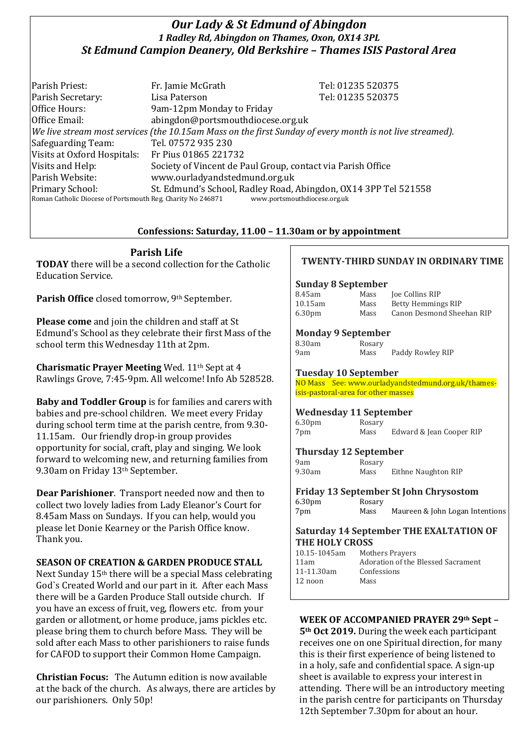# *Our Lady & St Edmund of Abingdon*

### *1 Radley Rd, Abingdon on Thames, Oxon, OX14 3PL*

## *St Edmund Campion Deanery, Old Berkshire – Thames ISIS Pastoral Area*

| | | |
|---|---|---|
| Parish Priest: | Fr. Jamie McGrath | Tel: 01235 520375 |
| Parish Secretary: | Lisa Paterson | Tel: 01235 520375 |
| Office Hours: | 9am-12pm Monday to Friday | |
| Office Email: | abingdon@portsmouthdiocese.org.uk | |

*We live stream most services (the 10.15am Mass on the first Sunday of every month is not live streamed).*

| | |
|---|---|
| Safeguarding Team: | Tel. 07572 935 230 |
| Visits at Oxford Hospitals: | Fr Pius 01865 221732 |
| Visits and Help: | Society of Vincent de Paul Group, contact via Parish Office |
| Parish Website: | www.ourladyandstedmund.org.uk |
| Primary School: | St. Edmund's School, Radley Road, Abingdon, OX14 3PP Tel 521558 |

Roman Catholic Diocese of Portsmouth Reg. Charity No 246871 www.portsmouthdiocese.org.uk

**Confessions: Saturday, 11.00 – 11.30am or by appointment**

## Parish Life

**TODAY** there will be a second collection for the Catholic Education Service.

**Parish Office** closed tomorrow, 9th September.

**Please come** and join the children and staff at St Edmund's School as they celebrate their first Mass of the school term this Wednesday 11th at 2pm.

**Charismatic Prayer Meeting** Wed. 11th Sept at 4 Rawlings Grove, 7:45-9pm. All welcome! Info Ab 528528.

**Baby and Toddler Group** is for families and carers with babies and pre-school children. We meet every Friday during school term time at the parish centre, from 9.30-11.15am. Our friendly drop-in group provides opportunity for social, craft, play and singing. We look forward to welcoming new, and returning families from 9.30am on Friday 13th September.

**Dear Parishioner**. Transport needed now and then to collect two lovely ladies from Lady Eleanor's Court for 8.45am Mass on Sundays. If you can help, would you please let Donie Kearney or the Parish Office know. Thank you.

**SEASON OF CREATION & GARDEN PRODUCE STALL**

Next Sunday 15th there will be a special Mass celebrating God`s Created World and our part in it. After each Mass there will be a Garden Produce Stall outside church. If you have an excess of fruit, veg, flowers etc. from your garden or allotment, or home produce, jams pickles etc. please bring them to church before Mass. They will be sold after each Mass to other parishioners to raise funds for CAFOD to support their Common Home Campaign.

**Christian Focus:** The Autumn edition is now available at the back of the church. As always, there are articles by our parishioners. Only 50p!

## TWENTY-THIRD SUNDAY IN ORDINARY TIME

### Sunday 8 September

| | | |
|---|---|---|
| 8.45am | Mass | Joe Collins RIP |
| 10.15am | Mass | Betty Hemmings RIP |
| 6.30pm | Mass | Canon Desmond Sheehan RIP |

### Monday 9 September

| | | |
|---|---|---|
| 8.30am | Rosary | |
| 9am | Mass | Paddy Rowley RIP |

### Tuesday 10 September

NO Mass See: www.ourladyandstedmund.org.uk/thames-isis-pastoral-area for other masses

### Wednesday 11 September

| | | |
|---|---|---|
| 6.30pm | Rosary | |
| 7pm | Mass | Edward & Jean Cooper RIP |

### Thursday 12 September

| | | |
|---|---|---|
| 9am | Rosary | |
| 9.30am | Mass | Eithne Naughton RIP |

### Friday 13 September St John Chrysostom

| | | |
|---|---|---|
| 6.30pm | Rosary | |
| 7pm | Mass | Maureen & John Logan Intentions |

### Saturday 14 September THE EXALTATION OF THE HOLY CROSS

| | |
|---|---|
| 10.15-1045am | Mothers Prayers |
| 11am | Adoration of the Blessed Sacrament |
| 11-11.30am | Confessions |
| 12 noon | Mass |

**WEEK OF ACCOMPANIED PRAYER 29th Sept – 5th Oct 2019.** During the week each participant receives one on one Spiritual direction, for many this is their first experience of being listened to in a holy, safe and confidential space. A sign-up sheet is available to express your interest in attending. There will be an introductory meeting in the parish centre for participants on Thursday 12th September 7.30pm for about an hour.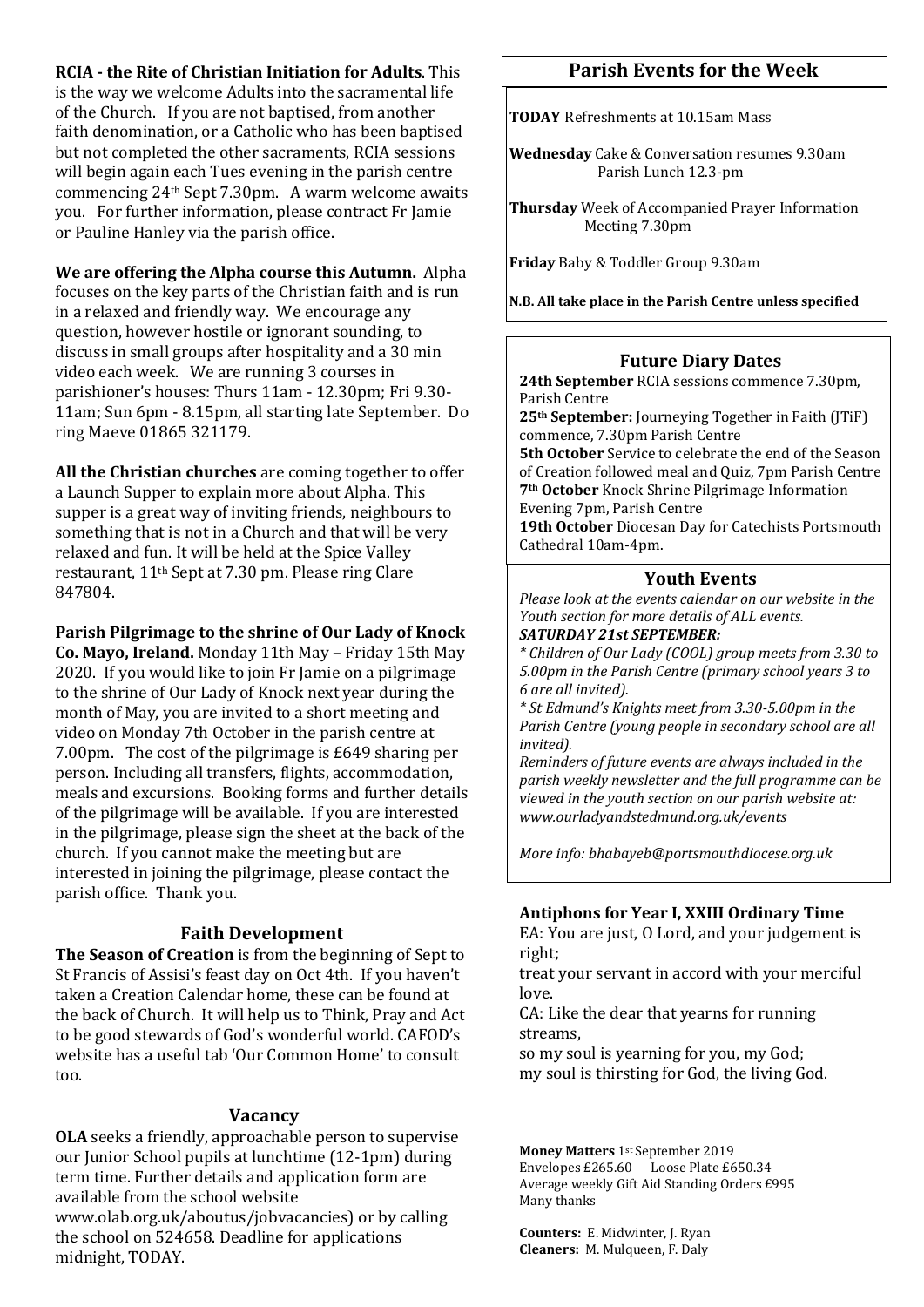**RCIA - the Rite of Christian Initiation for Adults**. This is the way we welcome Adults into the sacramental life of the Church. If you are not baptised, from another faith denomination, or a Catholic who has been baptised but not completed the other sacraments, RCIA sessions will begin again each Tues evening in the parish centre commencing 24th Sept 7.30pm. A warm welcome awaits you. For further information, please contract Fr Jamie or Pauline Hanley via the parish office.

**We are offering the Alpha course this Autumn.** Alpha focuses on the key parts of the Christian faith and is run in a relaxed and friendly way. We encourage any question, however hostile or ignorant sounding, to discuss in small groups after hospitality and a 30 min video each week. We are running 3 courses in parishioner's houses: Thurs 11am - 12.30pm; Fri 9.30-11am; Sun 6pm - 8.15pm, all starting late September. Do ring Maeve 01865 321179.

**All the Christian churches** are coming together to offer a Launch Supper to explain more about Alpha. This supper is a great way of inviting friends, neighbours to something that is not in a Church and that will be very relaxed and fun. It will be held at the Spice Valley restaurant, 11th Sept at 7.30 pm. Please ring Clare 847804.

**Parish Pilgrimage to the shrine of Our Lady of Knock Co. Mayo, Ireland.** Monday 11th May – Friday 15th May 2020. If you would like to join Fr Jamie on a pilgrimage to the shrine of Our Lady of Knock next year during the month of May, you are invited to a short meeting and video on Monday 7th October in the parish centre at 7.00pm. The cost of the pilgrimage is £649 sharing per person. Including all transfers, flights, accommodation, meals and excursions. Booking forms and further details of the pilgrimage will be available. If you are interested in the pilgrimage, please sign the sheet at the back of the church. If you cannot make the meeting but are interested in joining the pilgrimage, please contact the parish office. Thank you.

## Faith Development

**The Season of Creation** is from the beginning of Sept to St Francis of Assisi's feast day on Oct 4th. If you haven't taken a Creation Calendar home, these can be found at the back of Church. It will help us to Think, Pray and Act to be good stewards of God's wonderful world. CAFOD's website has a useful tab 'Our Common Home' to consult too.

## Vacancy

**OLA** seeks a friendly, approachable person to supervise our Junior School pupils at lunchtime (12-1pm) during term time. Further details and application form are available from the school website www.olab.org.uk/aboutus/jobvacancies) or by calling the school on 524658. Deadline for applications midnight, TODAY.

## Parish Events for the Week

**TODAY** Refreshments at 10.15am Mass

**Wednesday** Cake & Conversation resumes 9.30am
Parish Lunch 12.3-pm

**Thursday** Week of Accompanied Prayer Information Meeting 7.30pm

**Friday** Baby & Toddler Group 9.30am

**N.B. All take place in the Parish Centre unless specified**

## Future Diary Dates

**24th September** RCIA sessions commence 7.30pm, Parish Centre
**25th September:** Journeying Together in Faith (JTiF) commence, 7.30pm Parish Centre
**5th October** Service to celebrate the end of the Season of Creation followed meal and Quiz, 7pm Parish Centre
**7th October** Knock Shrine Pilgrimage Information Evening 7pm, Parish Centre
**19th October** Diocesan Day for Catechists Portsmouth Cathedral 10am-4pm.

## Youth Events

*Please look at the events calendar on our website in the Youth section for more details of ALL events.*
***SATURDAY 21st SEPTEMBER:***
*\* Children of Our Lady (COOL) group meets from 3.30 to 5.00pm in the Parish Centre (primary school years 3 to 6 are all invited).*
*\* St Edmund's Knights meet from 3.30-5.00pm in the Parish Centre (young people in secondary school are all invited).*
*Reminders of future events are always included in the parish weekly newsletter and the full programme can be viewed in the youth section on our parish website at: www.ourladyandstedmund.org.uk/events*

*More info: bhabayeb@portsmouthdiocese.org.uk*

**Antiphons for Year I, XXIII Ordinary Time**
EA: You are just, O Lord, and your judgement is right;
treat your servant in accord with your merciful love.
CA: Like the dear that yearns for running streams,
so my soul is yearning for you, my God;
my soul is thirsting for God, the living God.

**Money Matters** 1st September 2019
Envelopes £265.60 Loose Plate £650.34
Average weekly Gift Aid Standing Orders £995
Many thanks

**Counters:** E. Midwinter, J. Ryan
**Cleaners:** M. Mulqueen, F. Daly